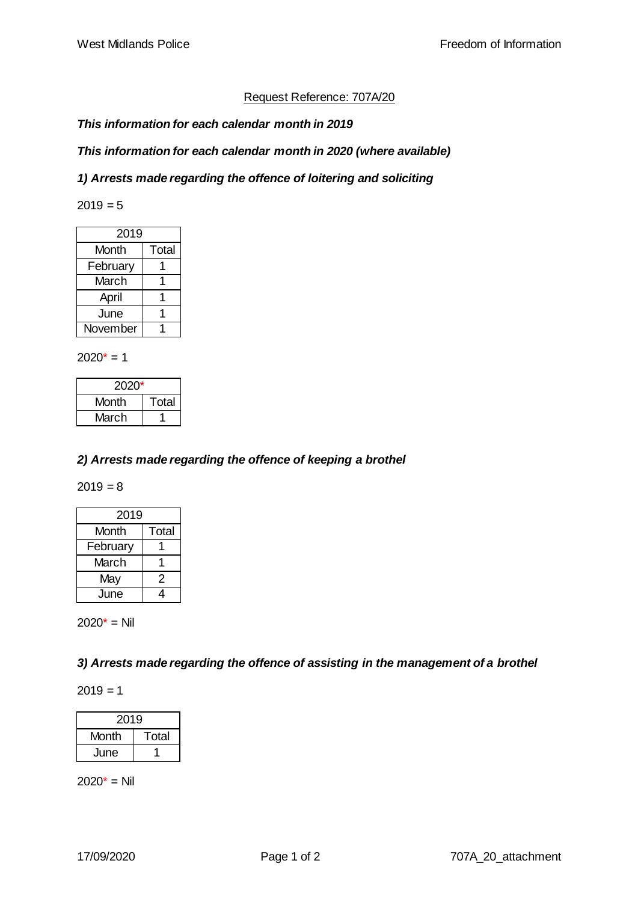Request Reference: 707A/20

***This information for each calendar month in 2019***

***This information for each calendar month in 2020 (where available)***

***1) Arrests made regarding the offence of loitering and soliciting***

2019 = 5

| 2019 | |
|---|---|
| Month | Total |
| February | 1 |
| March | 1 |
| April | 1 |
| June | 1 |
| November | 1 |

2020* = 1

| 2020* | |
|---|---|
| Month | Total |
| March | 1 |

***2) Arrests made regarding the offence of keeping a brothel***

2019 = 8

| 2019 | |
|---|---|
| Month | Total |
| February | 1 |
| March | 1 |
| May | 2 |
| June | 4 |

2020* = Nil

***3) Arrests made regarding the offence of assisting in the management of a brothel***

2019 = 1

| 2019 | |
|---|---|
| Month | Total |
| June | 1 |

2020* = Nil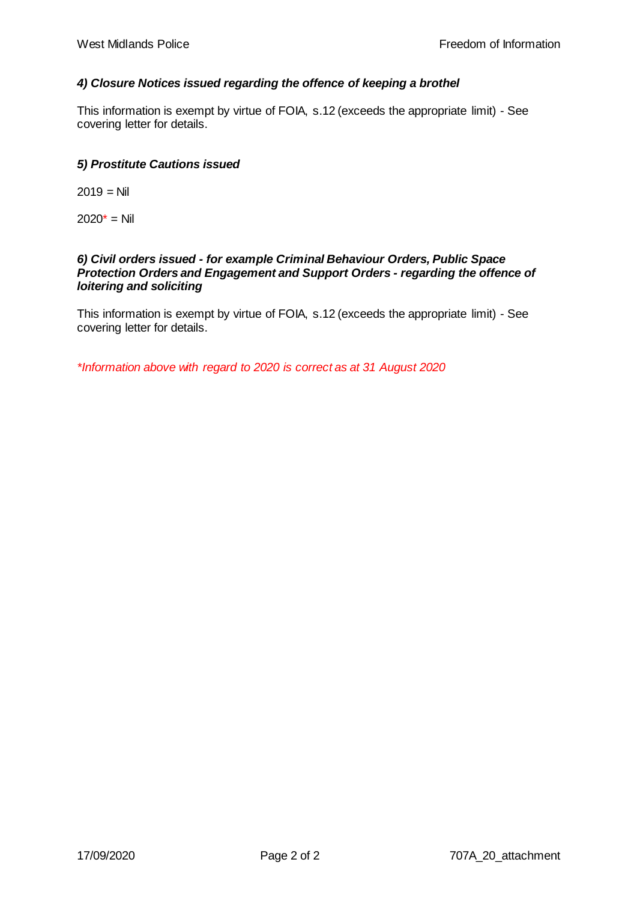### *4) Closure Notices issued regarding the offence of keeping a brothel*

This information is exempt by virtue of FOIA, s.12 (exceeds the appropriate limit) - See covering letter for details.

### *5) Prostitute Cautions issued*

2019 = Nil

2020* = Nil

### *6) Civil orders issued - for example Criminal Behaviour Orders, Public Space Protection Orders and Engagement and Support Orders - regarding the offence of loitering and soliciting*

This information is exempt by virtue of FOIA, s.12 (exceeds the appropriate limit) - See covering letter for details.

*\*Information above with regard to 2020 is correct as at 31 August 2020*